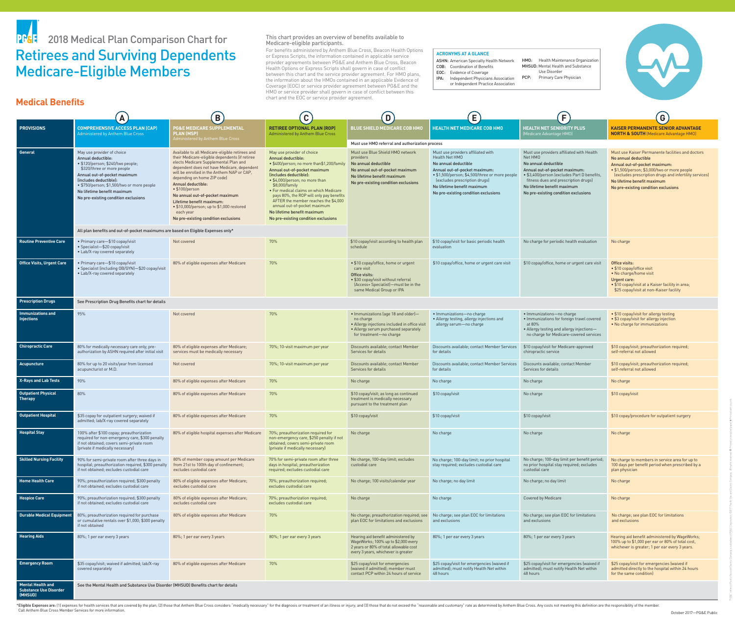# 2018 Medical Plan Comparison Chart for Retirees and Surviving Dependents Medicare-Eligible Members

**This chart provides an overview of benefits available to Medicare-eligible participants.**

For benefits administered by Anthem Blue Cross, Beacon Health Options or Express Scripts, the information contained in applicable service provider agreements between PG&E and Anthem Blue Cross, Beacon Health Options or Express Scripts shall govern in case of conflict between this chart and the service provider agreement. For HMO plans, the information about the HMOs contained in an applicable Evidence of Coverage (EOC) or service provider agreement between PG&E and the HMO or service provider shall govern in case of conflict between this chart and the EOC or service provider agreement.

**ACRONYMS AT A GLANCE**

- **ASHN:** American Specialty Health Network
- **COB:** Coordination of Benefits
- **EOC:** Evidence of Coverage
- **IPA:** Independent Physicians Association or Independent Practice Association
- **HMO:** Health Maintenance Organization
- **MHSUD:** Mental Health and Substance Use Disorder
- **PCP:** Primary Care Physician

## Medical Benefits

| PROVISIONS | (A) COMPREHENSIVE ACCESS PLAN (CAP) Administered by Anthem Blue Cross | (B) PG&E MEDICARE SUPPLEMENTAL PLAN (MSP) Administered by Anthem Blue Cross | (C) RETIREE OPTIONAL PLAN (ROP) Administered by Anthem Blue Cross | (D) BLUE SHIELD MEDICARE COB HMO | (E) HEALTH NET MEDICARE COB HMO | (F) HEALTH NET SENIORITY PLUS (Medicare Advantage HMO) | (G) KAISER PERMANENTE SENIOR ADVANTAGE NORTH & SOUTH (Medicare Advantage HMO) |
|---|---|---|---|---|---|---|---|
| | | | | Must use HMO referral and authorization process | | | |
| **General** | May use provider of choice<br>**Annual deductible:**<br>• $120/person; $240/two people; $320/three or more people<br>**Annual out-of-pocket maximum (includes deductible):**<br>• $750/person; $1,500/two or more people<br>**No lifetime benefit maximum**<br>**No pre-existing condition exclusions** | Available to all Medicare-eligible retirees and their Medicare-eligible dependents (if retiree elects Medicare Supplemental Plan and dependent does not have Medicare, dependent will be enrolled in the Anthem NAP or CAP, depending on home ZIP code)<br>**Annual deductible:**<br>• $100/person<br>**No annual out-of-pocket maximum**<br>**Lifetime benefit maximum:**<br>• $10,000/person; up to $1,000 restored each year<br>**No pre-existing condition exclusions** | May use provider of choice<br>**Annual deductible:**<br>• $400/person; no more than$1,200/family<br>**Annual out-of-pocket maximum (includes deductible):**<br>• $4,000/person; no more than $8,000/family<br>• For medical claims on which Medicare pays 80%, the ROP will only pay benefits AFTER the member reaches the $4,000 annual out-of-pocket maximum<br>**No lifetime benefit maximum**<br>**No pre-existing condition exclusions** | Must use Blue Shield HMO network providers<br>**No annual deductible**<br>**No annual out-of-pocket maximum**<br>**No lifetime benefit maximum**<br>**No pre-existing condition exclusions** | Must use providers affiliated with Health Net HMO<br>**No annual deductible**<br>**Annual out-of-pocket maximum:**<br>• $1,500/person; $4,500/three or more people (excludes prescription drugs)<br>**No lifetime benefit maximum**<br>**No pre-existing condition exclusions** | Must use providers affiliated with Health Net HMO<br>**No annual deductible**<br>**Annual out-of-pocket maximum:**<br>• $3,400/person (excludes Part D benefits, fitness dues and prescription drugs)<br>**No lifetime benefit maximum**<br>**No pre-existing condition exclusions** | Must use Kaiser Permanente facilities and doctors<br>**No annual deductible**<br>**Annual out-of-pocket maximum:**<br>• $1,500/person; $3,000/two or more people (excludes prescription drugs and infertility services)<br>**No lifetime benefit maximum**<br>**No pre-existing condition exclusions** |
| | All plan benefits and out-of-pocket maximums are based on Eligible Expenses only* | | | | | | |
| **Routine Preventive Care** | • Primary care—$10 copay/visit<br>• Specialist—$20 copay/visit<br>• Lab/X-ray covered separately | Not covered | 70% | $10 copay/visit according to health plan schedule | $10 copay/visit for basic periodic health evaluation | No charge for periodic health evaluation | No charge |
| **Office Visits, Urgent Care** | • Primary care—$10 copay/visit<br>• Specialist (including OB/GYN)—$20 copay/visit<br>• Lab/X-ray covered separately | 80% of eligible expenses after Medicare | 70% | • $10 copay/office, home or urgent care visit<br>**Office visits:**<br>• $30 copay/visit without referral (Access+ Specialist)—must be in the same Medical Group or IPA | $10 copay/office, home or urgent care visit | $10 copay/office, home or urgent care visit | **Office visits:**<br>• $10 copay/office visit<br>• No charge/home visit<br>**Urgent care:**<br>• $10 copay/visit at a Kaiser facility in area; $25 copay/visit at non-Kaiser facility |
| **Prescription Drugs** | See Prescription Drug Benefits chart for details | | | | | | |
| **Immunizations and Injections** | 95% | Not covered | 70% | • Immunizations (age 18 and older)—no charge<br>• Allergy injections included in office visit<br>• Allergy serum purchased separately for treatment—no charge | • Immunizations—no charge<br>• Allergy testing, allergy injections and allergy serum—no charge | • Immunizations—no charge<br>• Immunizations for foreign travel covered at 80%<br>• Allergy testing and allergy injections—no charge for Medicare-covered services | • $10 copay/visit for allergy testing<br>• $3 copay/visit for allergy injection<br>• No charge for immunizations |
| **Chiropractic Care** | 80% for medically necessary care only; pre-authorization by ASHN required after initial visit | 80% of eligible expenses after Medicare; services must be medically necessary | 70%; 10-visit maximum per year | Discounts available; contact Member Services for details | Discounts available; contact Member Services for details | $10 copay/visit for Medicare-approved chiropractic service | $10 copay/visit; preauthorization required; self-referral not allowed |
| **Acupuncture** | 80% for up to 20 visits/year from licensed acupuncturist or M.D. | Not covered | 70%; 10-visit maximum per year | Discounts available; contact Member Services for details | Discounts available; contact Member Services for details | Discounts available; contact Member Services for details | $10 copay/visit; preauthorization required; self-referral not allowed |
| **X-Rays and Lab Tests** | 90% | 80% of eligible expenses after Medicare | 70% | No charge | No charge | No charge | No charge |
| **Outpatient Physical Therapy** | 80% | 80% of eligible expenses after Medicare | 70% | $10 copay/visit; as long as continued treatment is medically necessary pursuant to the treatment plan | $10 copay/visit | No charge | $10 copay/visit |
| **Outpatient Hospital** | $35 copay for outpatient surgery; waived if admitted; lab/X-ray covered separately | 80% of eligible expenses after Medicare | 70% | $10 copay/visit | $10 copay/visit | $10 copay/visit | $10 copay/procedure for outpatient surgery |
| **Hospital Stay** | 100% after $100 copay; preauthorization required for non-emergency care, $300 penalty if not obtained; covers semi-private room (private if medically necessary) | 80% of eligible hospital expenses after Medicare | 70%; preauthorization required for non-emergency care, $250 penalty if not obtained; covers semi-private room (private if medically necessary) | No charge | No charge | No charge | No charge |
| **Skilled Nursing Facility** | 90% for semi-private room after three days in hospital; preauthorization required, $300 penalty if not obtained; excludes custodial care | 80% of member copay amount per Medicare from 21st to 100th day of confinement; excludes custodial care | 70% for semi-private room after three days in hospital; preauthorization required; excludes custodial care | No charge, 100-day limit; excludes custodial care | No charge; 100-day limit; no prior hospital stay required; excludes custodial care | No charge; 100-day limit per benefit period; no prior hospital stay required; excludes custodial care | No charge to members in service area for up to 100 days per benefit period when prescribed by a plan physician |
| **Home Health Care** | 90%; preauthorization required; $300 penalty if not obtained; excludes custodial care | 80% of eligible expenses after Medicare; excludes custodial care | 70%; preauthorization required; excludes custodial care | No charge; 100 visits/calendar year | No charge; no day limit | No charge; no day limit | No charge |
| **Hospice Care** | 90%; preauthorization required; $300 penalty if not obtained; excludes custodial care | 80% of eligible expenses after Medicare; excludes custodial care | 70%; preauthorization required; excludes custodial care | No charge | No charge | Covered by Medicare | No charge |
| **Durable Medical Equipment** | 80%; preauthorization required for purchase or cumulative rentals over $1,000; $300 penalty if not obtained | 80% of eligible expenses after Medicare | 70% | No charge; preauthorization required; see plan EOC for limitations and exclusions | No charge; see plan EOC for limitations and exclusions | No charge; see plan EOC for limitations and exclusions | No charge; see plan EOC for limitations and exclusions |
| **Hearing Aids** | 80%; 1 per ear every 3 years | 80%; 1 per ear every 3 years | 80%; 1 per ear every 3 years | Hearing aid benefit administered by WageWorks; 100% up to $2,000 every 2 years or 80% of total allowable cost every 3 years, whichever is greater | 80%; 1 per ear every 3 years | 80%; 1 per ear every 3 years | Hearing aid benefit administered by WageWorks; 100% up to $1,000 per ear or 80% of total cost, whichever is greater; 1 per ear every 3 years. |
| **Emergency Room** | $35 copay/visit; waived if admitted; lab/X-ray covered separately | 80% of eligible expenses after Medicare | 70% | $25 copay/visit for emergencies (waived if admitted); member must contact PCP within 24 hours of service | $25 copay/visit for emergencies (waived if admitted); must notify Health Net within 48 hours | $25 copay/visit for emergencies (waived if admitted); must notify Health Net within 48 hours | $25 copay/visit for emergencies (waived if admitted directly to the hospital within 24 hours for the same condition) |
| **Mental Health and Substance Use Disorder (MHSUD)** | See the Mental Health and Substance Use Disorder (MHSUD) Benefits chart for details | | | | | | |

*Eligible Expenses are: (1) expenses for health services that are covered by the plan; (2) those that Anthem Blue Cross considers "medically necessary" for the diagnosis or treatment of an illness or injury; and (3) those that do not exceed the "reasonable and customary" rate as determined by Anthem Blue Cross. Any costs not meeting this definition are the responsibility of the member. Call Anthem Blue Cross Member Services for more information.

October 2017—PG&E Public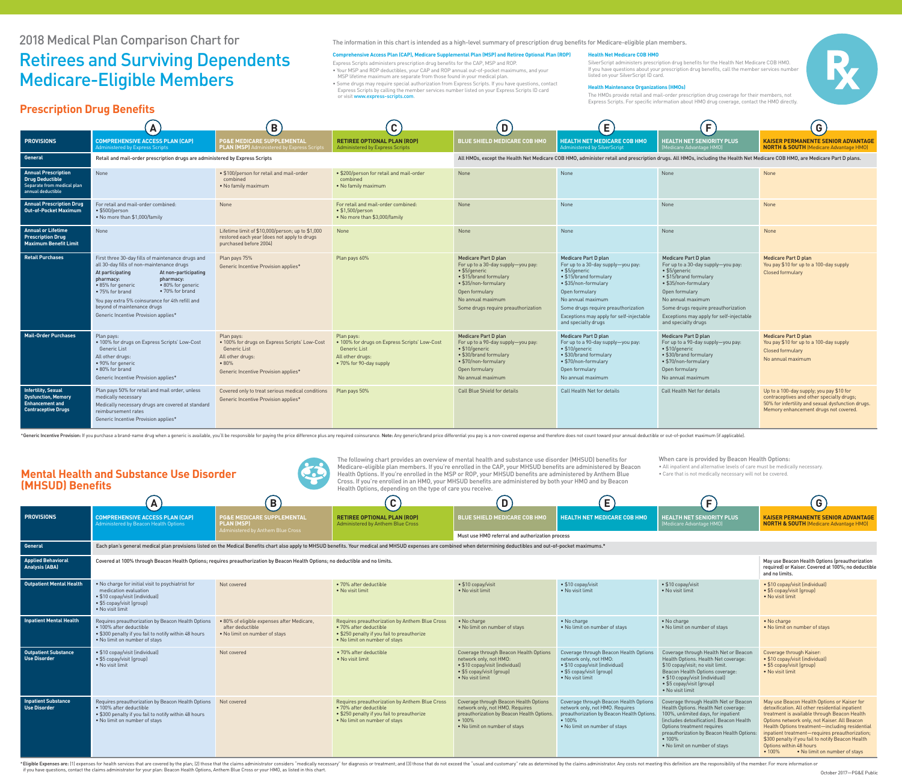# 2018 Medical Plan Comparison Chart for Retirees and Surviving Dependents Medicare-Eligible Members

## Prescription Drug Benefits

The information in this chart is intended as a high-level summary of prescription drug benefits for Medicare-eligible plan members.

**Comprehensive Access Plan (CAP), Medicare Supplemental Plan (MSP) and Retiree Optional Plan (ROP)**

Express Scripts administers prescription drug benefits for the CAP, MSP and ROP.

- Your MSP and ROP deductibles, your CAP and ROP annual out-of-pocket maximums, and your MSP lifetime maximum are separate from those found in your medical plan.
- Some drugs may require special authorization from Express Scripts. If you have questions, contact Express Scripts by calling the member services number listed on your Express Scripts ID card or visit www.express-scripts.com.

**Health Net Medicare COB HMO**

SilverScript administers prescription drug benefits for the Health Net Medicare COB HMO. If you have questions about your prescription drug benefits, call the member services number listed on your SilverScript ID card.

**Health Maintenance Organizations (HMOs)**

The HMOs provide retail and mail-order prescription drug coverage for their members, not Express Scripts. For specific information about HMO drug coverage, contact the HMO directly.

| PROVISIONS | A: COMPREHENSIVE ACCESS PLAN (CAP) Administered by Express Scripts | B: PG&E MEDICARE SUPPLEMENTAL PLAN (MSP) Administered by Express Scripts | C: RETIREE OPTIONAL PLAN (ROP) Administered by Express Scripts | D: BLUE SHIELD MEDICARE COB HMO | E: HEALTH NET MEDICARE COB HMO Administered by SilverScript | F: HEALTH NET SENIORITY PLUS (Medicare Advantage HMO) | G: KAISER PERMANENTE SENIOR ADVANTAGE NORTH & SOUTH (Medicare Advantage HMO) |
|---|---|---|---|---|---|---|---|
| **General** | Retail and mail-order prescription drugs are administered by Express Scripts | | | All HMOs, except the Health Net Medicare COB HMO, administer retail and prescription drugs. All HMOs, including the Health Net Medicare COB HMO, are Medicare Part D plans. | | | |
| **Annual Prescription Drug Deductible** Separate from medical plan annual deductible | None | • $100/person for retail and mail-order combined<br>• No family maximum | • $200/person for retail and mail-order combined<br>• No family maximum | None | None | None | None |
| **Annual Prescription Drug Out-of-Pocket Maximum** | For retail and mail-order combined:<br>• $500/person<br>• No more than $1,000/family | None | For retail and mail-order combined:<br>• $1,500/person<br>• No more than $3,000/family | None | None | None | None |
| **Annual or Lifetime Prescription Drug Maximum Benefit Limit** | None | Lifetime limit of $10,000/person; up to $1,000 restored each year (does not apply to drugs purchased before 2004) | None | None | None | None | None |
| **Retail Purchases** | First three 30-day fills of maintenance drugs and all 30-day fills of non-maintenance drugs<br>At participating pharmacy: • 85% for generic • 75% for brand<br>At non-participating pharmacy: • 80% for generic • 70% for brand<br>You pay extra 5% coinsurance for 4th refill and beyond of maintenance drugs<br>Generic Incentive Provision applies* | Plan pays 75%<br>Generic Incentive Provision applies* | Plan pays 60% | **Medicare Part D plan**<br>For up to a 30-day supply—you pay:<br>• $5/generic<br>• $15/brand formulary<br>• $35/non-formulary<br>Open formulary<br>No annual maximum<br>Some drugs require preauthorization | **Medicare Part D plan**<br>For up to a 30-day supply—you pay:<br>• $5/generic<br>• $15/brand formulary<br>• $35/non-formulary<br>Open formulary<br>No annual maximum<br>Some drugs require preauthorization<br>Exceptions may apply for self-injectable and specialty drugs | **Medicare Part D plan**<br>For up to a 30-day supply—you pay:<br>• $5/generic<br>• $15/brand formulary<br>• $35/non-formulary<br>Open formulary<br>No annual maximum<br>Some drugs require preauthorization<br>Exceptions may apply for self-injectable and specialty drugs | **Medicare Part D plan**<br>You pay $10 for up to a 100-day supply<br>Closed formulary |
| **Mail-Order Purchases** | Plan pays:<br>• 100% for drugs on Express Scripts' Low-Cost Generic List<br>All other drugs:<br>• 90% for generic<br>• 80% for brand<br>Generic Incentive Provision applies* | Plan pays:<br>• 100% for drugs on Express Scripts' Low-Cost Generic List<br>All other drugs:<br>• 80%<br>Generic Incentive Provision applies* | Plan pays:<br>• 100% for drugs on Express Scripts' Low-Cost Generic List<br>All other drugs:<br>• 70% for 90-day supply | **Medicare Part D plan**<br>For up to a 90-day supply—you pay:<br>• $10/generic<br>• $30/brand formulary<br>• $70/non-formulary<br>Open formulary<br>No annual maximum | **Medicare Part D plan**<br>For up to a 90-day supply—you pay:<br>• $10/generic<br>• $30/brand formulary<br>• $70/non-formulary<br>Open formulary<br>No annual maximum | **Medicare Part D plan**<br>For up to a 90-day supply—you pay:<br>• $10/generic<br>• $30/brand formulary<br>• $70/non-formulary<br>Open formulary<br>No annual maximum | **Medicare Part D plan**<br>You pay $10 for up to a 100-day supply<br>Closed formulary<br>No annual maximum |
| **Infertility, Sexual Dysfunction, Memory Enhancement and Contraceptive Drugs** | Plan pays 50% for retail and mail order, unless medically necessary<br>Medically necessary drugs are covered at standard reimbursement rates<br>Generic Incentive Provision applies* | Covered only to treat serious medical conditions<br>Generic Incentive Provision applies* | Plan pays 50% | Call Blue Shield for details | Call Health Net for details | Call Health Net for details | Up to a 100-day supply; you pay $10 for contraceptives and other specialty drugs; 50% for infertility and sexual dysfunction drugs. Memory enhancement drugs not covered. |

*Generic Incentive Provision: If you purchase a brand-name drug when a generic is available, you'll be responsible for paying the price difference plus any required coinsurance. **Note:** Any generic/brand price differential you pay is a non-covered expense and therefore does not count toward your annual deductible or out-of-pocket maximum (if applicable).

## Mental Health and Substance Use Disorder (MHSUD) Benefits

The following chart provides an overview of mental health and substance use disorder (MHSUD) benefits for Medicare-eligible plan members. If you're enrolled in the CAP, your MHSUD benefits are administered by Beacon Health Options. If you're enrolled in the MSP or ROP, your MHSUD benefits are administered by Anthem Blue Cross. If you're enrolled in an HMO, your MHSUD benefits are administered by both your HMO and by Beacon Health Options, depending on the type of care you receive.

When care is provided by Beacon Health Options:

- All inpatient and alternative levels of care must be medically necessary.
- Care that is not medically necessary will not be covered.

| PROVISIONS | A: COMPREHENSIVE ACCESS PLAN (CAP) Administered by Beacon Health Options | B: PG&E MEDICARE SUPPLEMENTAL PLAN (MSP) Administered by Anthem Blue Cross | C: RETIREE OPTIONAL PLAN (ROP) Administered by Anthem Blue Cross | D: BLUE SHIELD MEDICARE COB HMO | E: HEALTH NET MEDICARE COB HMO | F: HEALTH NET SENIORITY PLUS (Medicare Advantage HMO) | G: KAISER PERMANENTE SENIOR ADVANTAGE NORTH & SOUTH (Medicare Advantage HMO) |
|---|---|---|---|---|---|---|---|
| | | | | Must use HMO referral and authorization process | | | |
| **General** | Each plan's general medical plan provisions listed on the Medical Benefits chart also apply to MHSUD benefits. Your medical and MHSUD expenses are combined when determining deductibles and out-of-pocket maximums.* | | | | | | |
| **Applied Behavioral Analysis (ABA)** | Covered at 100% through Beacon Health Options; requires preauthorization by Beacon Health Options; no deductible and no limits. | | | | | | May use Beacon Health Options (preauthorization required) or Kaiser. Covered at 100%; no deductible and no limits. |
| **Outpatient Mental Health** | • No charge for initial visit to psychiatrist for medication evaluation<br>• $10 copay/visit (individual)<br>• $5 copay/visit (group)<br>• No visit limit | Not covered | • 70% after deductible<br>• No visit limit | • $10 copay/visit<br>• No visit limit | • $10 copay/visit<br>• No visit limit | • $10 copay/visit<br>• No visit limit | • $10 copay/visit (individual)<br>• $5 copay/visit (group)<br>• No visit limit |
| **Inpatient Mental Health** | Requires preauthorization by Beacon Health Options<br>• 100% after deductible<br>• $300 penalty if you fail to notify within 48 hours<br>• No limit on number of stays | • 80% of eligible expenses after Medicare, after deductible<br>• No limit on number of stays | Requires preauthorization by Anthem Blue Cross<br>• 70% after deductible<br>• $250 penalty if you fail to preauthorize<br>• No limit on number of stays | • No charge<br>• No limit on number of stays | • No charge<br>• No limit on number of stays | • No charge<br>• No limit on number of stays | • No charge<br>• No limit on number of stays |
| **Outpatient Substance Use Disorder** | • $10 copay/visit (individual)<br>• $5 copay/visit (group)<br>• No visit limit | Not covered | • 70% after deductible<br>• No visit limit | Coverage through Beacon Health Options network only, not HMO:<br>• $10 copay/visit (individual)<br>• $5 copay/visit (group)<br>• No visit limit | Coverage through Beacon Health Options network only, not HMO:<br>• $10 copay/visit (individual)<br>• $5 copay/visit (group)<br>• No visit limit | Coverage through Health Net or Beacon Health Options. Health Net coverage: $10 copay/visit; no visit limit.<br>Beacon Health Options coverage:<br>• $10 copay/visit (individual)<br>• $5 copay/visit (group)<br>• No visit limit | Coverage through Kaiser:<br>• $10 copay/visit (individual)<br>• $5 copay/visit (group)<br>• No visit limit |
| **Inpatient Substance Use Disorder** | Requires preauthorization by Beacon Health Options<br>• 100% after deductible<br>• $300 penalty if you fail to notify within 48 hours<br>• No limit on number of stays | Not covered | Requires preauthorization by Anthem Blue Cross<br>• 70% after deductible<br>• $250 penalty if you fail to preauthorize<br>• No limit on number of stays | Coverage through Beacon Health Options network only, not HMO. Requires preauthorization by Beacon Health Options.<br>• 100%<br>• No limit on number of stays | Coverage through Beacon Health Options network only, not HMO. Requires preauthorization by Beacon Health Options.<br>• 100%<br>• No limit on number of stays | Coverage through Health Net or Beacon Health Options. Health Net coverage: 100%, unlimited days, for inpatient (includes detoxification). Beacon Health Options treatment requires preauthorization by Beacon Health Options:<br>• 100%<br>• No limit on number of stays | May use Beacon Health Options or Kaiser for detoxification. All other residential inpatient treatment is available through Beacon Health Options network only, not Kaiser. All Beacon Health Options treatment—including residential inpatient treatment—requires preauthorization; $300 penalty if you fail to notify Beacon Health Options within 48 hours<br>• 100% • No limit on number of stays |

*Eligible Expenses are: (1) expenses for health services that are covered by the plan; (2) those that the claims administrator considers "medically necessary" for diagnosis or treatment; and (3) those that do not exceed the "usual and customary" rate as determined by the claims administrator. Any costs not meeting this definition are the responsibility of the member. For more information or if you have questions, contact the claims administrator for your plan: Beacon Health Options, Anthem Blue Cross or your HMO, as listed in this chart.

October 2017—PG&E Public